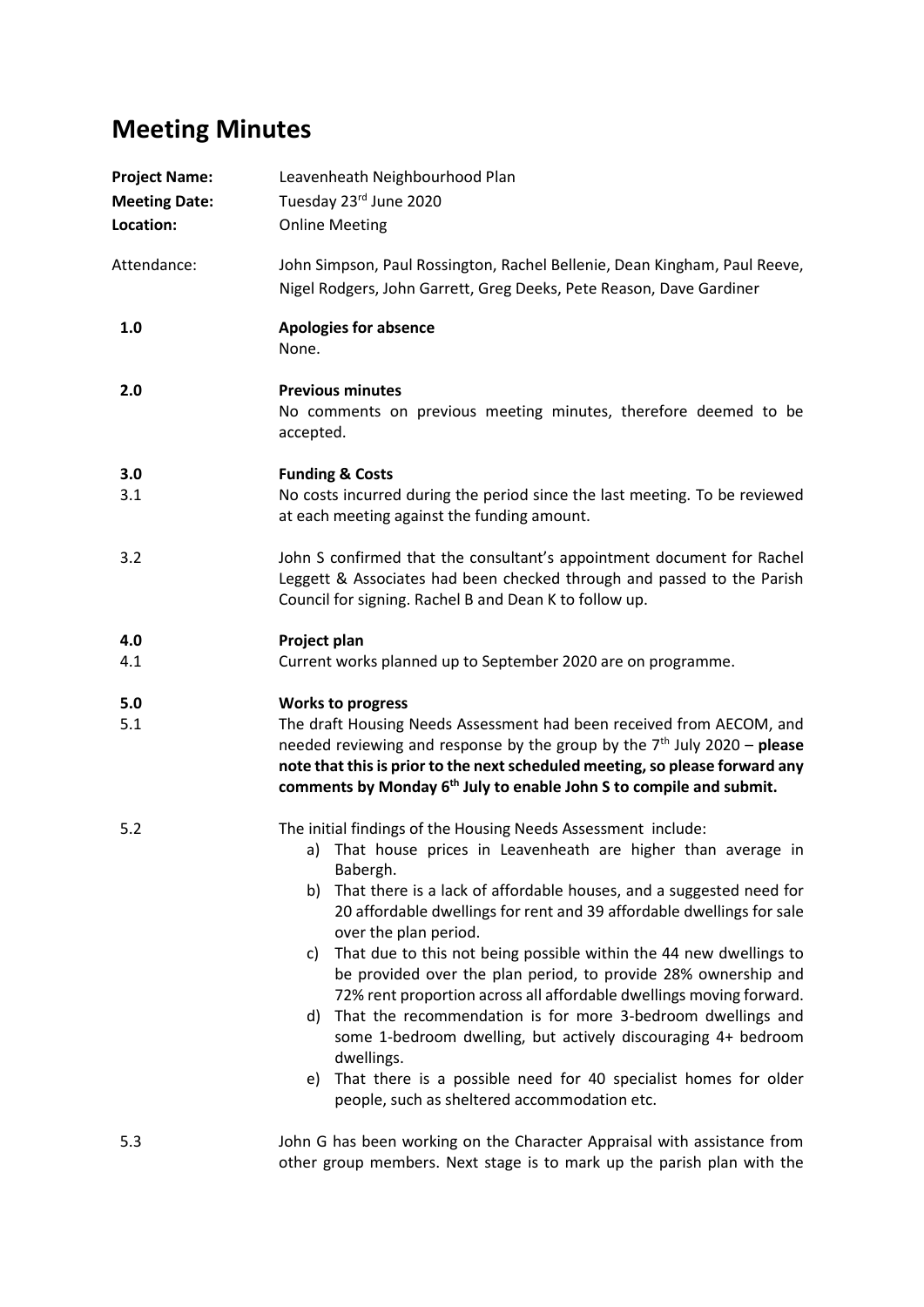# Meeting Minutes

**Project Name:** Leavenheath Neighbourhood Plan
**Meeting Date:** Tuesday 23rd June 2020
**Location:** Online Meeting

Attendance: John Simpson, Paul Rossington, Rachel Bellenie, Dean Kingham, Paul Reeve, Nigel Rodgers, John Garrett, Greg Deeks, Pete Reason, Dave Gardiner

**1.0 Apologies for absence**

None.

**2.0 Previous minutes**

No comments on previous meeting minutes, therefore deemed to be accepted.

**3.0 Funding & Costs**

3.1 No costs incurred during the period since the last meeting. To be reviewed at each meeting against the funding amount.

3.2 John S confirmed that the consultant's appointment document for Rachel Leggett & Associates had been checked through and passed to the Parish Council for signing. Rachel B and Dean K to follow up.

**4.0 Project plan**

4.1 Current works planned up to September 2020 are on programme.

**5.0 Works to progress**

5.1 The draft Housing Needs Assessment had been received from AECOM, and needed reviewing and response by the group by the 7th July 2020 – **please note that this is prior to the next scheduled meeting, so please forward any comments by Monday 6th July to enable John S to compile and submit.**

5.2 The initial findings of the Housing Needs Assessment include:

a) That house prices in Leavenheath are higher than average in Babergh.
b) That there is a lack of affordable houses, and a suggested need for 20 affordable dwellings for rent and 39 affordable dwellings for sale over the plan period.
c) That due to this not being possible within the 44 new dwellings to be provided over the plan period, to provide 28% ownership and 72% rent proportion across all affordable dwellings moving forward.
d) That the recommendation is for more 3-bedroom dwellings and some 1-bedroom dwelling, but actively discouraging 4+ bedroom dwellings.
e) That there is a possible need for 40 specialist homes for older people, such as sheltered accommodation etc.

5.3 John G has been working on the Character Appraisal with assistance from other group members. Next stage is to mark up the parish plan with the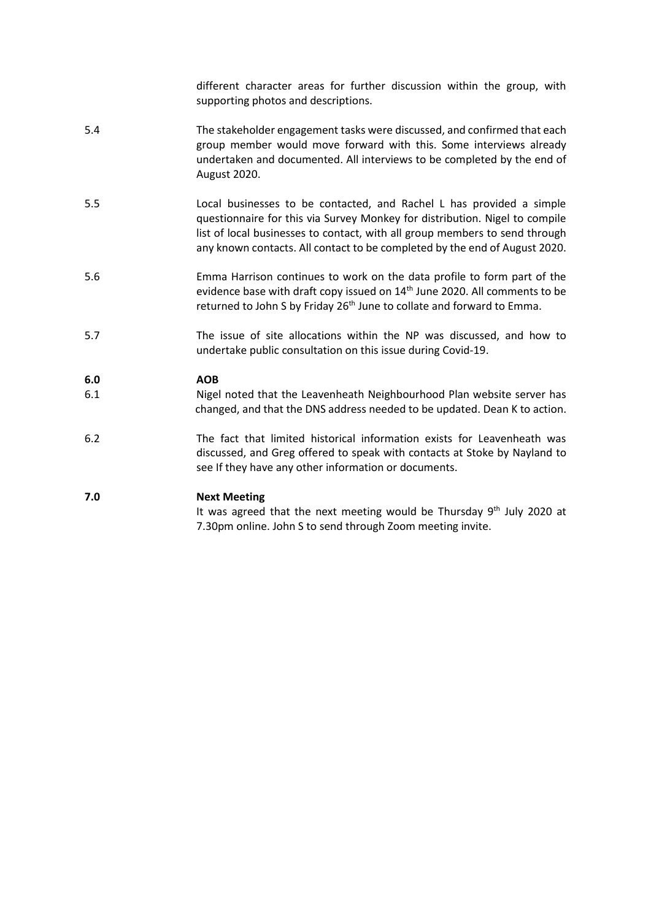different character areas for further discussion within the group, with supporting photos and descriptions.

5.4 The stakeholder engagement tasks were discussed, and confirmed that each group member would move forward with this. Some interviews already undertaken and documented. All interviews to be completed by the end of August 2020.

5.5 Local businesses to be contacted, and Rachel L has provided a simple questionnaire for this via Survey Monkey for distribution. Nigel to compile list of local businesses to contact, with all group members to send through any known contacts. All contact to be completed by the end of August 2020.

5.6 Emma Harrison continues to work on the data profile to form part of the evidence base with draft copy issued on 14th June 2020. All comments to be returned to John S by Friday 26th June to collate and forward to Emma.

5.7 The issue of site allocations within the NP was discussed, and how to undertake public consultation on this issue during Covid-19.

**6.0 AOB**

6.1 Nigel noted that the Leavenheath Neighbourhood Plan website server has changed, and that the DNS address needed to be updated. Dean K to action.

6.2 The fact that limited historical information exists for Leavenheath was discussed, and Greg offered to speak with contacts at Stoke by Nayland to see If they have any other information or documents.

**7.0 Next Meeting**

It was agreed that the next meeting would be Thursday 9th July 2020 at 7.30pm online. John S to send through Zoom meeting invite.